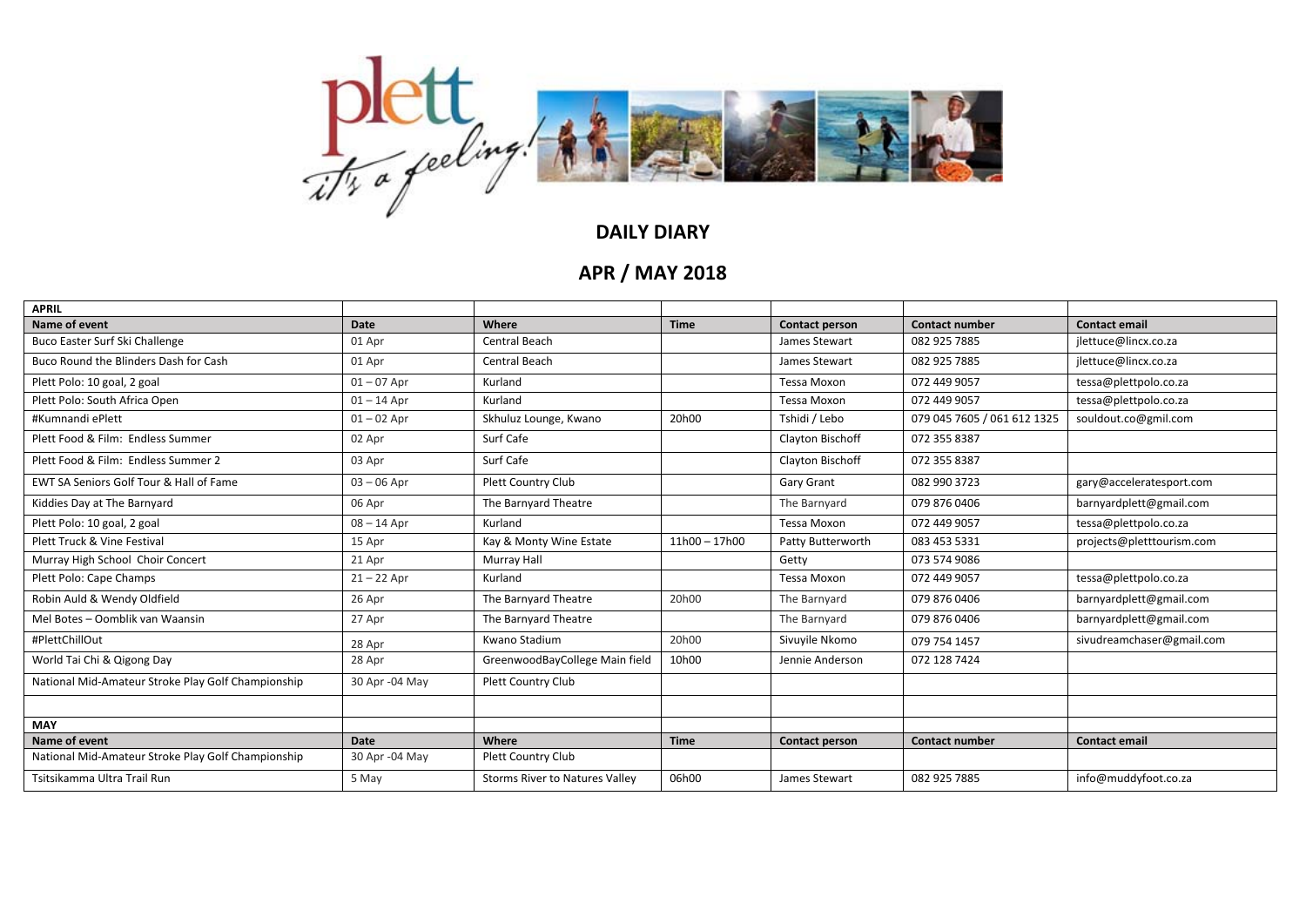# DAILY DIARY

## APR / MAY 2018

| APRIL | | | | | | |
|---|---|---|---|---|---|---|
| **Name of event** | **Date** | **Where** | **Time** | **Contact person** | **Contact number** | **Contact email** |
| Buco Easter Surf Ski Challenge | 01 Apr | Central Beach | | James Stewart | 082 925 7885 | jlettuce@lincx.co.za |
| Buco Round the Blinders Dash for Cash | 01 Apr | Central Beach | | James Stewart | 082 925 7885 | jlettuce@lincx.co.za |
| Plett Polo: 10 goal, 2 goal | 01 – 07 Apr | Kurland | | Tessa Moxon | 072 449 9057 | tessa@plettpolo.co.za |
| Plett Polo: South Africa Open | 01 – 14 Apr | Kurland | | Tessa Moxon | 072 449 9057 | tessa@plettpolo.co.za |
| #Kumnandi ePlett | 01 – 02 Apr | Skhuluz Lounge, Kwano | 20h00 | Tshidi / Lebo | 079 045 7605 / 061 612 1325 | souldout.co@gmil.com |
| Plett Food & Film: Endless Summer | 02 Apr | Surf Cafe | | Clayton Bischoff | 072 355 8387 | |
| Plett Food & Film: Endless Summer 2 | 03 Apr | Surf Cafe | | Clayton Bischoff | 072 355 8387 | |
| EWT SA Seniors Golf Tour & Hall of Fame | 03 – 06 Apr | Plett Country Club | | Gary Grant | 082 990 3723 | gary@acceleratesport.com |
| Kiddies Day at The Barnyard | 06 Apr | The Barnyard Theatre | | The Barnyard | 079 876 0406 | barnyardplett@gmail.com |
| Plett Polo: 10 goal, 2 goal | 08 – 14 Apr | Kurland | | Tessa Moxon | 072 449 9057 | tessa@plettpolo.co.za |
| Plett Truck & Vine Festival | 15 Apr | Kay & Monty Wine Estate | 11h00 – 17h00 | Patty Butterworth | 083 453 5331 | projects@pletttourism.com |
| Murray High School Choir Concert | 21 Apr | Murray Hall | | Getty | 073 574 9086 | |
| Plett Polo: Cape Champs | 21 – 22 Apr | Kurland | | Tessa Moxon | 072 449 9057 | tessa@plettpolo.co.za |
| Robin Auld & Wendy Oldfield | 26 Apr | The Barnyard Theatre | 20h00 | The Barnyard | 079 876 0406 | barnyardplett@gmail.com |
| Mel Botes – Oomblik van Waansin | 27 Apr | The Barnyard Theatre | | The Barnyard | 079 876 0406 | barnyardplett@gmail.com |
| #PlettChillOut | 28 Apr | Kwano Stadium | 20h00 | Sivuyile Nkomo | 079 754 1457 | sivudreamchaser@gmail.com |
| World Tai Chi & Qigong Day | 28 Apr | GreenwoodBayCollege Main field | 10h00 | Jennie Anderson | 072 128 7424 | |
| National Mid-Amateur Stroke Play Golf Championship | 30 Apr -04 May | Plett Country Club | | | | |
| | | | | | | |
| **MAY** | | | | | | |
| **Name of event** | **Date** | **Where** | **Time** | **Contact person** | **Contact number** | **Contact email** |
| National Mid-Amateur Stroke Play Golf Championship | 30 Apr -04 May | Plett Country Club | | | | |
| Tsitsikamma Ultra Trail Run | 5 May | Storms River to Natures Valley | 06h00 | James Stewart | 082 925 7885 | info@muddyfoot.co.za |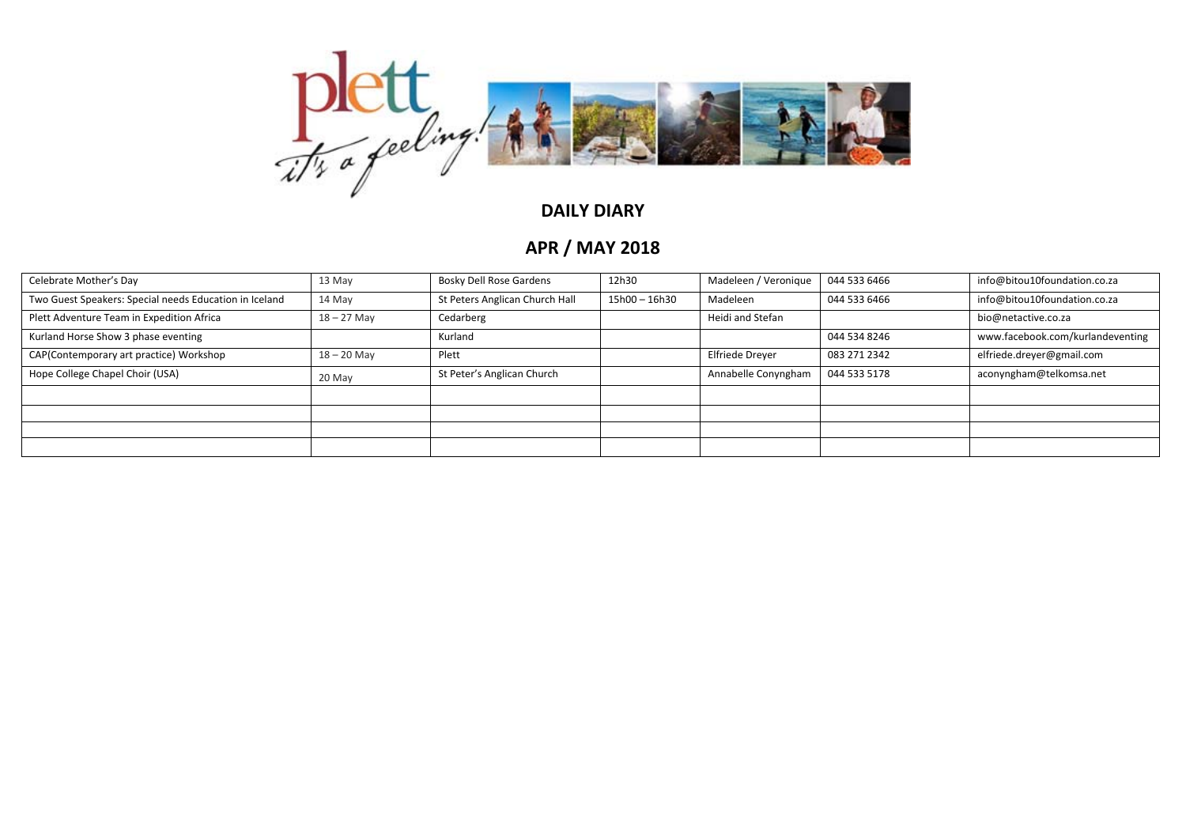## DAILY DIARY

## APR / MAY 2018

| | | | | | | |
|---|---|---|---|---|---|---|
| Celebrate Mother's Day | 13 May | Bosky Dell Rose Gardens | 12h30 | Madeleen / Veronique | 044 533 6466 | info@bitou10foundation.co.za |
| Two Guest Speakers: Special needs Education in Iceland | 14 May | St Peters Anglican Church Hall | 15h00 – 16h30 | Madeleen | 044 533 6466 | info@bitou10foundation.co.za |
| Plett Adventure Team in Expedition Africa | 18 – 27 May | Cedarberg | | Heidi and Stefan | | bio@netactive.co.za |
| Kurland Horse Show 3 phase eventing | | Kurland | | | 044 534 8246 | www.facebook.com/kurlandeventing |
| CAP(Contemporary art practice) Workshop | 18 – 20 May | Plett | | Elfriede Dreyer | 083 271 2342 | elfriede.dreyer@gmail.com |
| Hope College Chapel Choir (USA) | 20 May | St Peter's Anglican Church | | Annabelle Conyngham | 044 533 5178 | aconyngham@telkomsa.net |
| | | | | | | |
| | | | | | | |
| | | | | | | |
| | | | | | | |